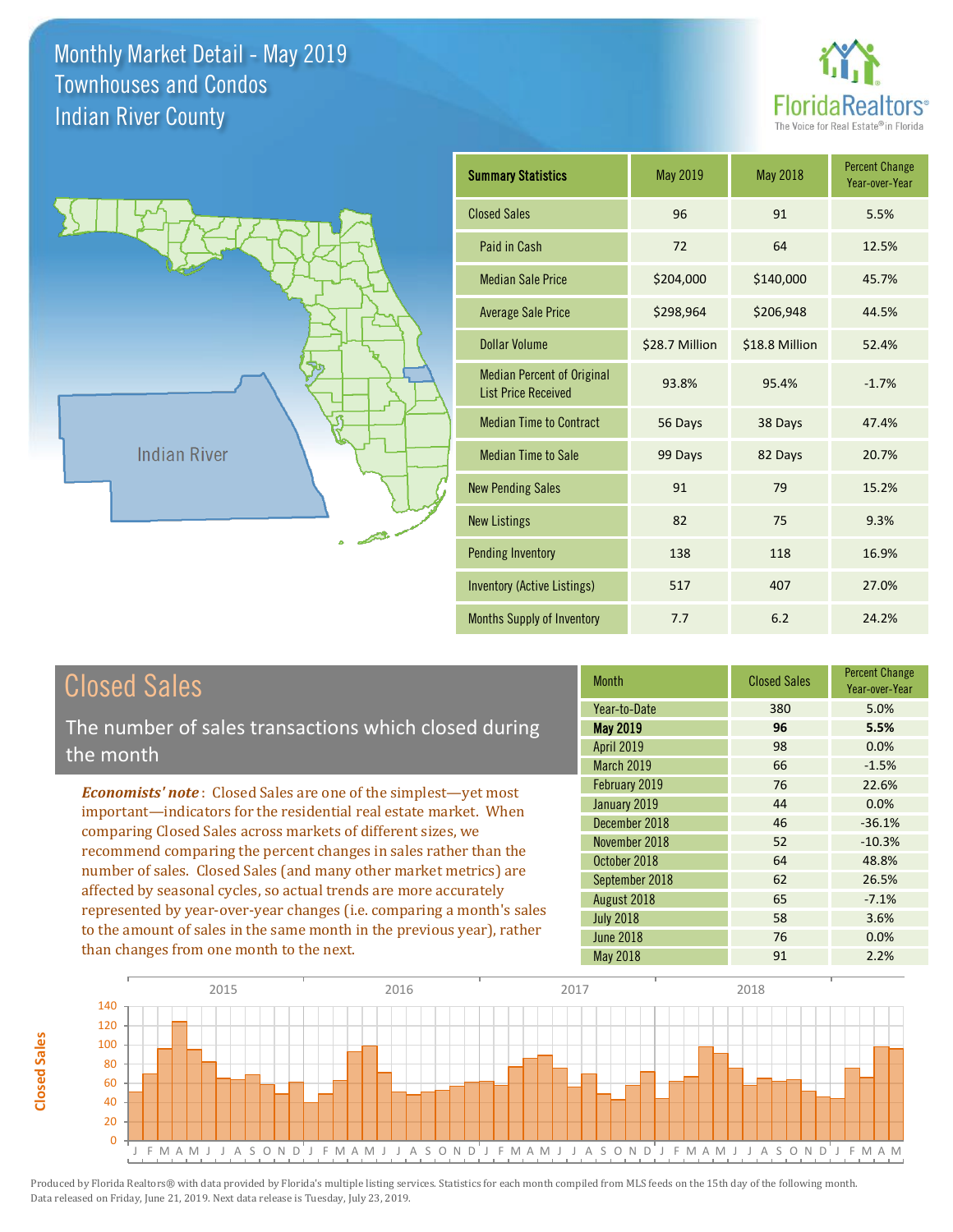# Monthly Market Detail - May 2019
## Townhouses and Condos
## Indian River County

FloridaRealtors® The Voice for Real Estate® in Florida

Indian River

| Summary Statistics | May 2019 | May 2018 | Percent Change Year-over-Year |
|---|---|---|---|
| Closed Sales | 96 | 91 | 5.5% |
| Paid in Cash | 72 | 64 | 12.5% |
| Median Sale Price | $204,000 | $140,000 | 45.7% |
| Average Sale Price | $298,964 | $206,948 | 44.5% |
| Dollar Volume | $28.7 Million | $18.8 Million | 52.4% |
| Median Percent of Original List Price Received | 93.8% | 95.4% | -1.7% |
| Median Time to Contract | 56 Days | 38 Days | 47.4% |
| Median Time to Sale | 99 Days | 82 Days | 20.7% |
| New Pending Sales | 91 | 79 | 15.2% |
| New Listings | 82 | 75 | 9.3% |
| Pending Inventory | 138 | 118 | 16.9% |
| Inventory (Active Listings) | 517 | 407 | 27.0% |
| Months Supply of Inventory | 7.7 | 6.2 | 24.2% |

## Closed Sales

The number of sales transactions which closed during the month

***Economists' note***: Closed Sales are one of the simplest—yet most important—indicators for the residential real estate market. When comparing Closed Sales across markets of different sizes, we recommend comparing the percent changes in sales rather than the number of sales. Closed Sales (and many other market metrics) are affected by seasonal cycles, so actual trends are more accurately represented by year-over-year changes (i.e. comparing a month's sales to the amount of sales in the same month in the previous year), rather than changes from one month to the next.

| Month | Closed Sales | Percent Change Year-over-Year |
|---|---|---|
| Year-to-Date | 380 | 5.0% |
| **May 2019** | **96** | **5.5%** |
| April 2019 | 98 | 0.0% |
| March 2019 | 66 | -1.5% |
| February 2019 | 76 | 22.6% |
| January 2019 | 44 | 0.0% |
| December 2018 | 46 | -36.1% |
| November 2018 | 52 | -10.3% |
| October 2018 | 64 | 48.8% |
| September 2018 | 62 | 26.5% |
| August 2018 | 65 | -7.1% |
| July 2018 | 58 | 3.6% |
| June 2018 | 76 | 0.0% |
| May 2018 | 91 | 2.2% |

Produced by Florida Realtors® with data provided by Florida's multiple listing services. Statistics for each month compiled from MLS feeds on the 15th day of the following month. Data released on Friday, June 21, 2019. Next data release is Tuesday, July 23, 2019.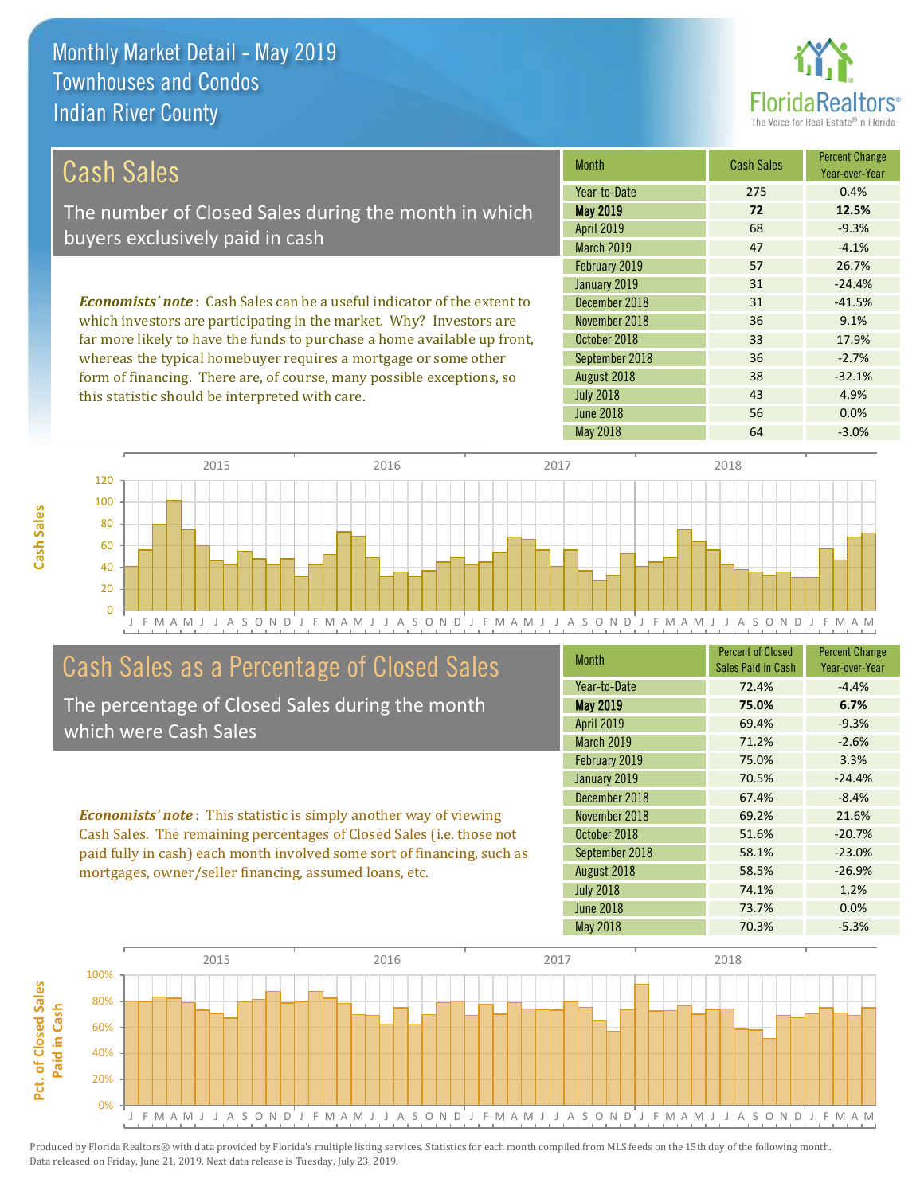# Monthly Market Detail - May 2019
## Townhouses and Condos
## Indian River County

## Cash Sales

The number of Closed Sales during the month in which buyers exclusively paid in cash

***Economists' note***: Cash Sales can be a useful indicator of the extent to which investors are participating in the market. Why? Investors are far more likely to have the funds to purchase a home available up front, whereas the typical homebuyer requires a mortgage or some other form of financing. There are, of course, many possible exceptions, so this statistic should be interpreted with care.

| Month | Cash Sales | Percent Change Year-over-Year |
|---|---|---|
| Year-to-Date | 275 | 0.4% |
| **May 2019** | **72** | **12.5%** |
| April 2019 | 68 | -9.3% |
| March 2019 | 47 | -4.1% |
| February 2019 | 57 | 26.7% |
| January 2019 | 31 | -24.4% |
| December 2018 | 31 | -41.5% |
| November 2018 | 36 | 9.1% |
| October 2018 | 33 | 17.9% |
| September 2018 | 36 | -2.7% |
| August 2018 | 38 | -32.1% |
| July 2018 | 43 | 4.9% |
| June 2018 | 56 | 0.0% |
| May 2018 | 64 | -3.0% |

## Cash Sales as a Percentage of Closed Sales

The percentage of Closed Sales during the month which were Cash Sales

***Economists' note***: This statistic is simply another way of viewing Cash Sales. The remaining percentages of Closed Sales (i.e. those not paid fully in cash) each month involved some sort of financing, such as mortgages, owner/seller financing, assumed loans, etc.

| Month | Percent of Closed Sales Paid in Cash | Percent Change Year-over-Year |
|---|---|---|
| Year-to-Date | 72.4% | -4.4% |
| **May 2019** | **75.0%** | **6.7%** |
| April 2019 | 69.4% | -9.3% |
| March 2019 | 71.2% | -2.6% |
| February 2019 | 75.0% | 3.3% |
| January 2019 | 70.5% | -24.4% |
| December 2018 | 67.4% | -8.4% |
| November 2018 | 69.2% | 21.6% |
| October 2018 | 51.6% | -20.7% |
| September 2018 | 58.1% | -23.0% |
| August 2018 | 58.5% | -26.9% |
| July 2018 | 74.1% | 1.2% |
| June 2018 | 73.7% | 0.0% |
| May 2018 | 70.3% | -5.3% |

Produced by Florida Realtors® with data provided by Florida's multiple listing services. Statistics for each month compiled from MLS feeds on the 15th day of the following month. Data released on Friday, June 21, 2019. Next data release is Tuesday, July 23, 2019.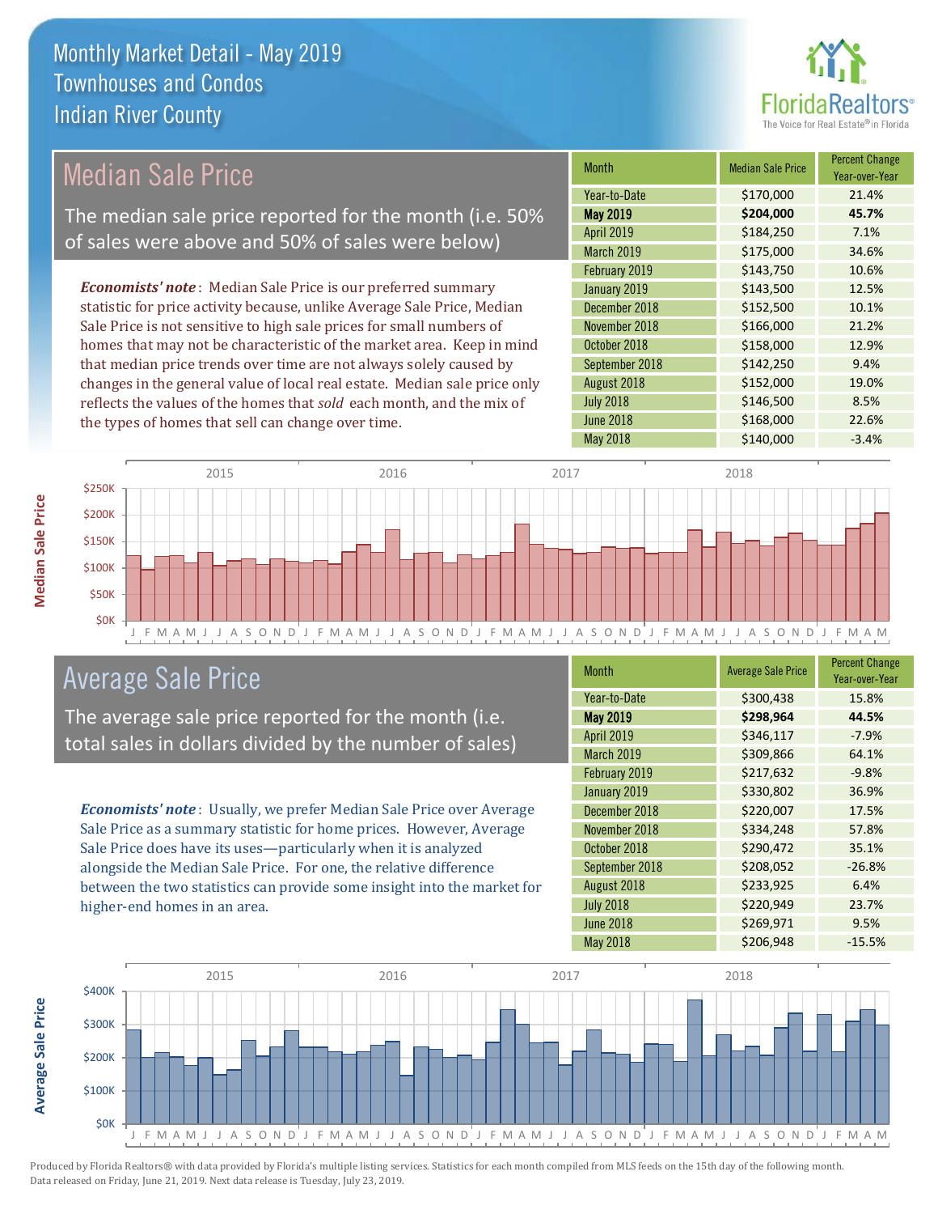# Monthly Market Detail - May 2019
## Townhouses and Condos
## Indian River County

## Median Sale Price

The median sale price reported for the month (i.e. 50% of sales were above and 50% of sales were below)

*Economists' note*: Median Sale Price is our preferred summary statistic for price activity because, unlike Average Sale Price, Median Sale Price is not sensitive to high sale prices for small numbers of homes that may not be characteristic of the market area. Keep in mind that median price trends over time are not always solely caused by changes in the general value of local real estate. Median sale price only reflects the values of the homes that *sold* each month, and the mix of the types of homes that sell can change over time.

| Month | Median Sale Price | Percent Change Year-over-Year |
|---|---|---|
| Year-to-Date | $170,000 | 21.4% |
| **May 2019** | **$204,000** | **45.7%** |
| April 2019 | $184,250 | 7.1% |
| March 2019 | $175,000 | 34.6% |
| February 2019 | $143,750 | 10.6% |
| January 2019 | $143,500 | 12.5% |
| December 2018 | $152,500 | 10.1% |
| November 2018 | $166,000 | 21.2% |
| October 2018 | $158,000 | 12.9% |
| September 2018 | $142,250 | 9.4% |
| August 2018 | $152,000 | 19.0% |
| July 2018 | $146,500 | 8.5% |
| June 2018 | $168,000 | 22.6% |
| May 2018 | $140,000 | -3.4% |

## Average Sale Price

The average sale price reported for the month (i.e. total sales in dollars divided by the number of sales)

*Economists' note*: Usually, we prefer Median Sale Price over Average Sale Price as a summary statistic for home prices. However, Average Sale Price does have its uses—particularly when it is analyzed alongside the Median Sale Price. For one, the relative difference between the two statistics can provide some insight into the market for higher-end homes in an area.

| Month | Average Sale Price | Percent Change Year-over-Year |
|---|---|---|
| Year-to-Date | $300,438 | 15.8% |
| **May 2019** | **$298,964** | **44.5%** |
| April 2019 | $346,117 | -7.9% |
| March 2019 | $309,866 | 64.1% |
| February 2019 | $217,632 | -9.8% |
| January 2019 | $330,802 | 36.9% |
| December 2018 | $220,007 | 17.5% |
| November 2018 | $334,248 | 57.8% |
| October 2018 | $290,472 | 35.1% |
| September 2018 | $208,052 | -26.8% |
| August 2018 | $233,925 | 6.4% |
| July 2018 | $220,949 | 23.7% |
| June 2018 | $269,971 | 9.5% |
| May 2018 | $206,948 | -15.5% |

Produced by Florida Realtors® with data provided by Florida's multiple listing services. Statistics for each month compiled from MLS feeds on the 15th day of the following month. Data released on Friday, June 21, 2019. Next data release is Tuesday, July 23, 2019.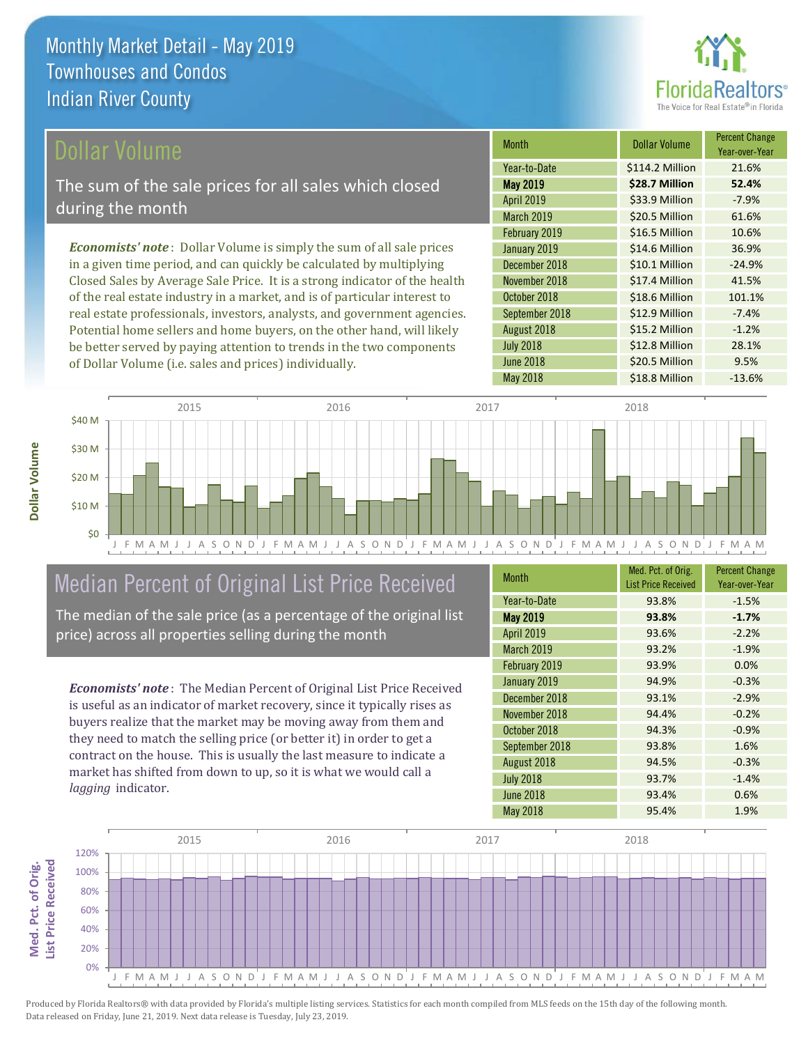# Monthly Market Detail - May 2019
## Townhouses and Condos
## Indian River County

## Dollar Volume

The sum of the sale prices for all sales which closed during the month

***Economists' note***: Dollar Volume is simply the sum of all sale prices in a given time period, and can quickly be calculated by multiplying Closed Sales by Average Sale Price. It is a strong indicator of the health of the real estate industry in a market, and is of particular interest to real estate professionals, investors, analysts, and government agencies. Potential home sellers and home buyers, on the other hand, will likely be better served by paying attention to trends in the two components of Dollar Volume (i.e. sales and prices) individually.

| Month | Dollar Volume | Percent Change Year-over-Year |
|---|---|---|
| Year-to-Date | $114.2 Million | 21.6% |
| **May 2019** | **$28.7 Million** | **52.4%** |
| April 2019 | $33.9 Million | -7.9% |
| March 2019 | $20.5 Million | 61.6% |
| February 2019 | $16.5 Million | 10.6% |
| January 2019 | $14.6 Million | 36.9% |
| December 2018 | $10.1 Million | -24.9% |
| November 2018 | $17.4 Million | 41.5% |
| October 2018 | $18.6 Million | 101.1% |
| September 2018 | $12.9 Million | -7.4% |
| August 2018 | $15.2 Million | -1.2% |
| July 2018 | $12.8 Million | 28.1% |
| June 2018 | $20.5 Million | 9.5% |
| May 2018 | $18.8 Million | -13.6% |

## Median Percent of Original List Price Received

The median of the sale price (as a percentage of the original list price) across all properties selling during the month

***Economists' note***: The Median Percent of Original List Price Received is useful as an indicator of market recovery, since it typically rises as buyers realize that the market may be moving away from them and they need to match the selling price (or better it) in order to get a contract on the house. This is usually the last measure to indicate a market has shifted from down to up, so it is what we would call a *lagging* indicator.

| Month | Med. Pct. of Orig. List Price Received | Percent Change Year-over-Year |
|---|---|---|
| Year-to-Date | 93.8% | -1.5% |
| **May 2019** | **93.8%** | **-1.7%** |
| April 2019 | 93.6% | -2.2% |
| March 2019 | 93.2% | -1.9% |
| February 2019 | 93.9% | 0.0% |
| January 2019 | 94.9% | -0.3% |
| December 2018 | 93.1% | -2.9% |
| November 2018 | 94.4% | -0.2% |
| October 2018 | 94.3% | -0.9% |
| September 2018 | 93.8% | 1.6% |
| August 2018 | 94.5% | -0.3% |
| July 2018 | 93.7% | -1.4% |
| June 2018 | 93.4% | 0.6% |
| May 2018 | 95.4% | 1.9% |

Produced by Florida Realtors® with data provided by Florida's multiple listing services. Statistics for each month compiled from MLS feeds on the 15th day of the following month. Data released on Friday, June 21, 2019. Next data release is Tuesday, July 23, 2019.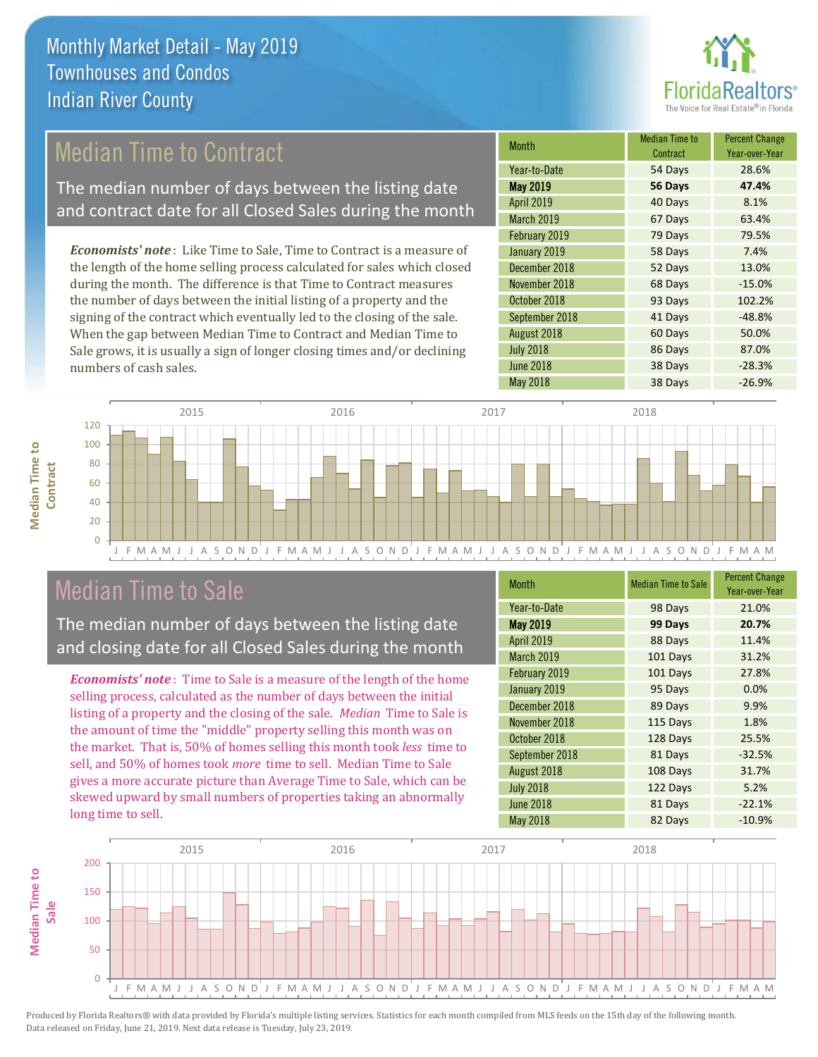# Monthly Market Detail - May 2019
## Townhouses and Condos
## Indian River County

## Median Time to Contract

The median number of days between the listing date and contract date for all Closed Sales during the month

*Economists' note*: Like Time to Sale, Time to Contract is a measure of the length of the home selling process calculated for sales which closed during the month. The difference is that Time to Contract measures the number of days between the initial listing of a property and the signing of the contract which eventually led to the closing of the sale. When the gap between Median Time to Contract and Median Time to Sale grows, it is usually a sign of longer closing times and/or declining numbers of cash sales.

| Month | Median Time to Contract | Percent Change Year-over-Year |
|---|---|---|
| Year-to-Date | 54 Days | 28.6% |
| **May 2019** | **56 Days** | **47.4%** |
| April 2019 | 40 Days | 8.1% |
| March 2019 | 67 Days | 63.4% |
| February 2019 | 79 Days | 79.5% |
| January 2019 | 58 Days | 7.4% |
| December 2018 | 52 Days | 13.0% |
| November 2018 | 68 Days | -15.0% |
| October 2018 | 93 Days | 102.2% |
| September 2018 | 41 Days | -48.8% |
| August 2018 | 60 Days | 50.0% |
| July 2018 | 86 Days | 87.0% |
| June 2018 | 38 Days | -28.3% |
| May 2018 | 38 Days | -26.9% |

## Median Time to Sale

The median number of days between the listing date and closing date for all Closed Sales during the month

*Economists' note*: Time to Sale is a measure of the length of the home selling process, calculated as the number of days between the initial listing of a property and the closing of the sale. *Median* Time to Sale is the amount of time the "middle" property selling this month was on the market. That is, 50% of homes selling this month took *less* time to sell, and 50% of homes took *more* time to sell. Median Time to Sale gives a more accurate picture than Average Time to Sale, which can be skewed upward by small numbers of properties taking an abnormally long time to sell.

| Month | Median Time to Sale | Percent Change Year-over-Year |
|---|---|---|
| Year-to-Date | 98 Days | 21.0% |
| **May 2019** | **99 Days** | **20.7%** |
| April 2019 | 88 Days | 11.4% |
| March 2019 | 101 Days | 31.2% |
| February 2019 | 101 Days | 27.8% |
| January 2019 | 95 Days | 0.0% |
| December 2018 | 89 Days | 9.9% |
| November 2018 | 115 Days | 1.8% |
| October 2018 | 128 Days | 25.5% |
| September 2018 | 81 Days | -32.5% |
| August 2018 | 108 Days | 31.7% |
| July 2018 | 122 Days | 5.2% |
| June 2018 | 81 Days | -22.1% |
| May 2018 | 82 Days | -10.9% |

Produced by Florida Realtors® with data provided by Florida's multiple listing services. Statistics for each month compiled from MLS feeds on the 15th day of the following month. Data released on Friday, June 21, 2019. Next data release is Tuesday, July 23, 2019.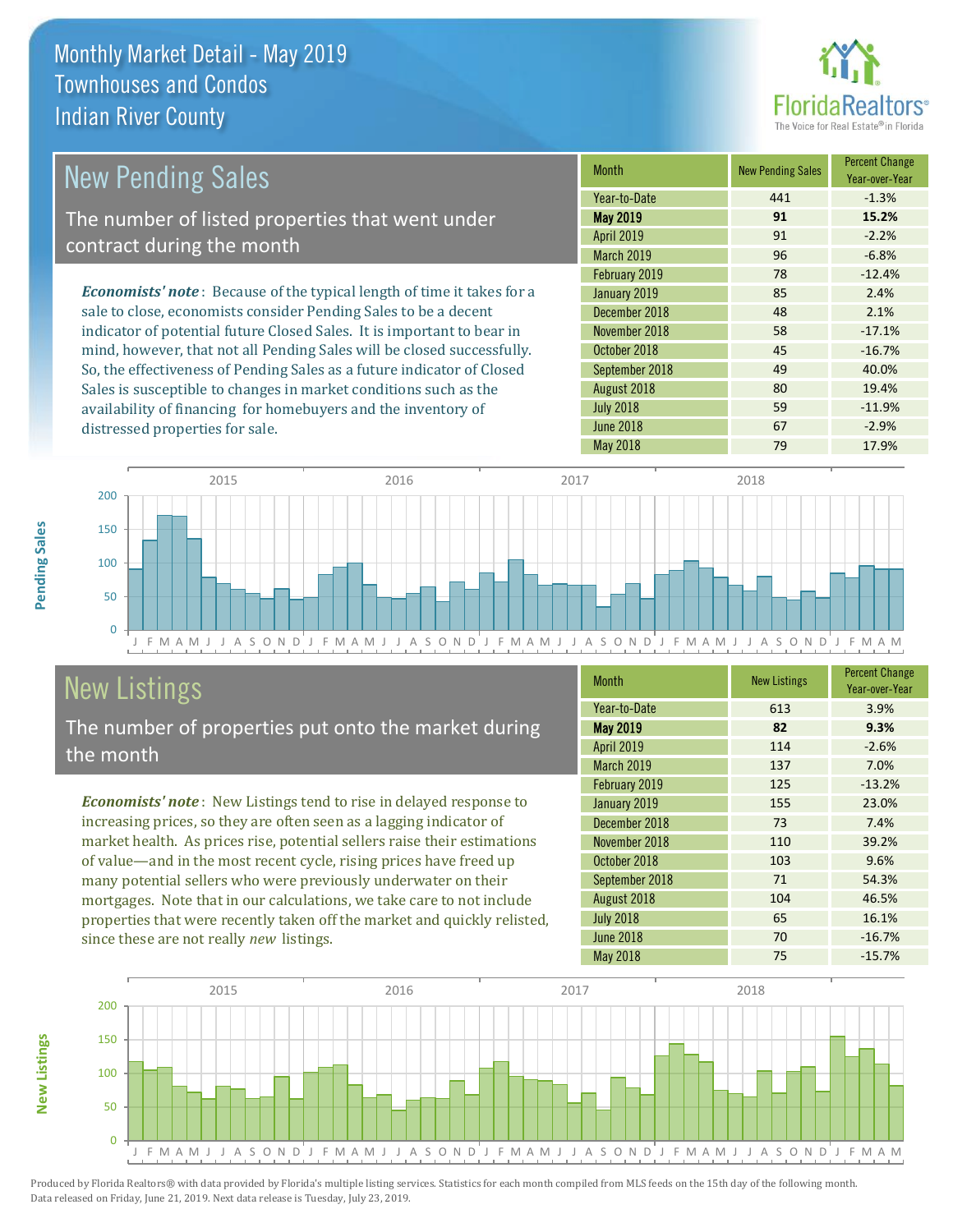# Monthly Market Detail - May 2019
## Townhouses and Condos
## Indian River County

## New Pending Sales

The number of listed properties that went under contract during the month

*Economists' note*: Because of the typical length of time it takes for a sale to close, economists consider Pending Sales to be a decent indicator of potential future Closed Sales. It is important to bear in mind, however, that not all Pending Sales will be closed successfully. So, the effectiveness of Pending Sales as a future indicator of Closed Sales is susceptible to changes in market conditions such as the availability of financing for homebuyers and the inventory of distressed properties for sale.

| Month | New Pending Sales | Percent Change Year-over-Year |
|---|---|---|
| Year-to-Date | 441 | -1.3% |
| **May 2019** | **91** | **15.2%** |
| April 2019 | 91 | -2.2% |
| March 2019 | 96 | -6.8% |
| February 2019 | 78 | -12.4% |
| January 2019 | 85 | 2.4% |
| December 2018 | 48 | 2.1% |
| November 2018 | 58 | -17.1% |
| October 2018 | 45 | -16.7% |
| September 2018 | 49 | 40.0% |
| August 2018 | 80 | 19.4% |
| July 2018 | 59 | -11.9% |
| June 2018 | 67 | -2.9% |
| May 2018 | 79 | 17.9% |

## New Listings

The number of properties put onto the market during the month

*Economists' note*: New Listings tend to rise in delayed response to increasing prices, so they are often seen as a lagging indicator of market health. As prices rise, potential sellers raise their estimations of value—and in the most recent cycle, rising prices have freed up many potential sellers who were previously underwater on their mortgages. Note that in our calculations, we take care to not include properties that were recently taken off the market and quickly relisted, since these are not really *new* listings.

| Month | New Listings | Percent Change Year-over-Year |
|---|---|---|
| Year-to-Date | 613 | 3.9% |
| **May 2019** | **82** | **9.3%** |
| April 2019 | 114 | -2.6% |
| March 2019 | 137 | 7.0% |
| February 2019 | 125 | -13.2% |
| January 2019 | 155 | 23.0% |
| December 2018 | 73 | 7.4% |
| November 2018 | 110 | 39.2% |
| October 2018 | 103 | 9.6% |
| September 2018 | 71 | 54.3% |
| August 2018 | 104 | 46.5% |
| July 2018 | 65 | 16.1% |
| June 2018 | 70 | -16.7% |
| May 2018 | 75 | -15.7% |

Produced by Florida Realtors® with data provided by Florida's multiple listing services. Statistics for each month compiled from MLS feeds on the 15th day of the following month. Data released on Friday, June 21, 2019. Next data release is Tuesday, July 23, 2019.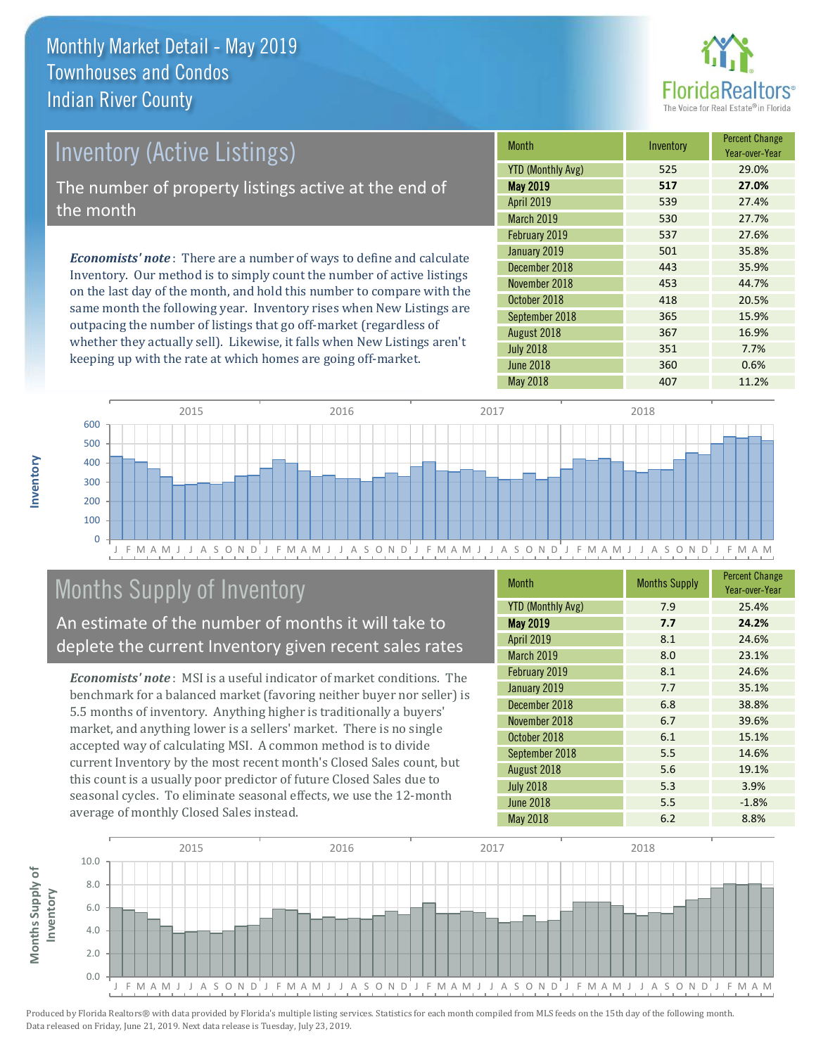# Monthly Market Detail - May 2019
## Townhouses and Condos
## Indian River County

## Inventory (Active Listings)

The number of property listings active at the end of the month

***Economists' note***: There are a number of ways to define and calculate Inventory. Our method is to simply count the number of active listings on the last day of the month, and hold this number to compare with the same month the following year. Inventory rises when New Listings are outpacing the number of listings that go off-market (regardless of whether they actually sell). Likewise, it falls when New Listings aren't keeping up with the rate at which homes are going off-market.

| Month | Inventory | Percent Change Year-over-Year |
|---|---|---|
| YTD (Monthly Avg) | 525 | 29.0% |
| **May 2019** | **517** | **27.0%** |
| April 2019 | 539 | 27.4% |
| March 2019 | 530 | 27.7% |
| February 2019 | 537 | 27.6% |
| January 2019 | 501 | 35.8% |
| December 2018 | 443 | 35.9% |
| November 2018 | 453 | 44.7% |
| October 2018 | 418 | 20.5% |
| September 2018 | 365 | 15.9% |
| August 2018 | 367 | 16.9% |
| July 2018 | 351 | 7.7% |
| June 2018 | 360 | 0.6% |
| May 2018 | 407 | 11.2% |

## Months Supply of Inventory

An estimate of the number of months it will take to deplete the current Inventory given recent sales rates

***Economists' note***: MSI is a useful indicator of market conditions. The benchmark for a balanced market (favoring neither buyer nor seller) is 5.5 months of inventory. Anything higher is traditionally a buyers' market, and anything lower is a sellers' market. There is no single accepted way of calculating MSI. A common method is to divide current Inventory by the most recent month's Closed Sales count, but this count is a usually poor predictor of future Closed Sales due to seasonal cycles. To eliminate seasonal effects, we use the 12-month average of monthly Closed Sales instead.

| Month | Months Supply | Percent Change Year-over-Year |
|---|---|---|
| YTD (Monthly Avg) | 7.9 | 25.4% |
| **May 2019** | **7.7** | **24.2%** |
| April 2019 | 8.1 | 24.6% |
| March 2019 | 8.0 | 23.1% |
| February 2019 | 8.1 | 24.6% |
| January 2019 | 7.7 | 35.1% |
| December 2018 | 6.8 | 38.8% |
| November 2018 | 6.7 | 39.6% |
| October 2018 | 6.1 | 15.1% |
| September 2018 | 5.5 | 14.6% |
| August 2018 | 5.6 | 19.1% |
| July 2018 | 5.3 | 3.9% |
| June 2018 | 5.5 | -1.8% |
| May 2018 | 6.2 | 8.8% |

Produced by Florida Realtors® with data provided by Florida's multiple listing services. Statistics for each month compiled from MLS feeds on the 15th day of the following month. Data released on Friday, June 21, 2019. Next data release is Tuesday, July 23, 2019.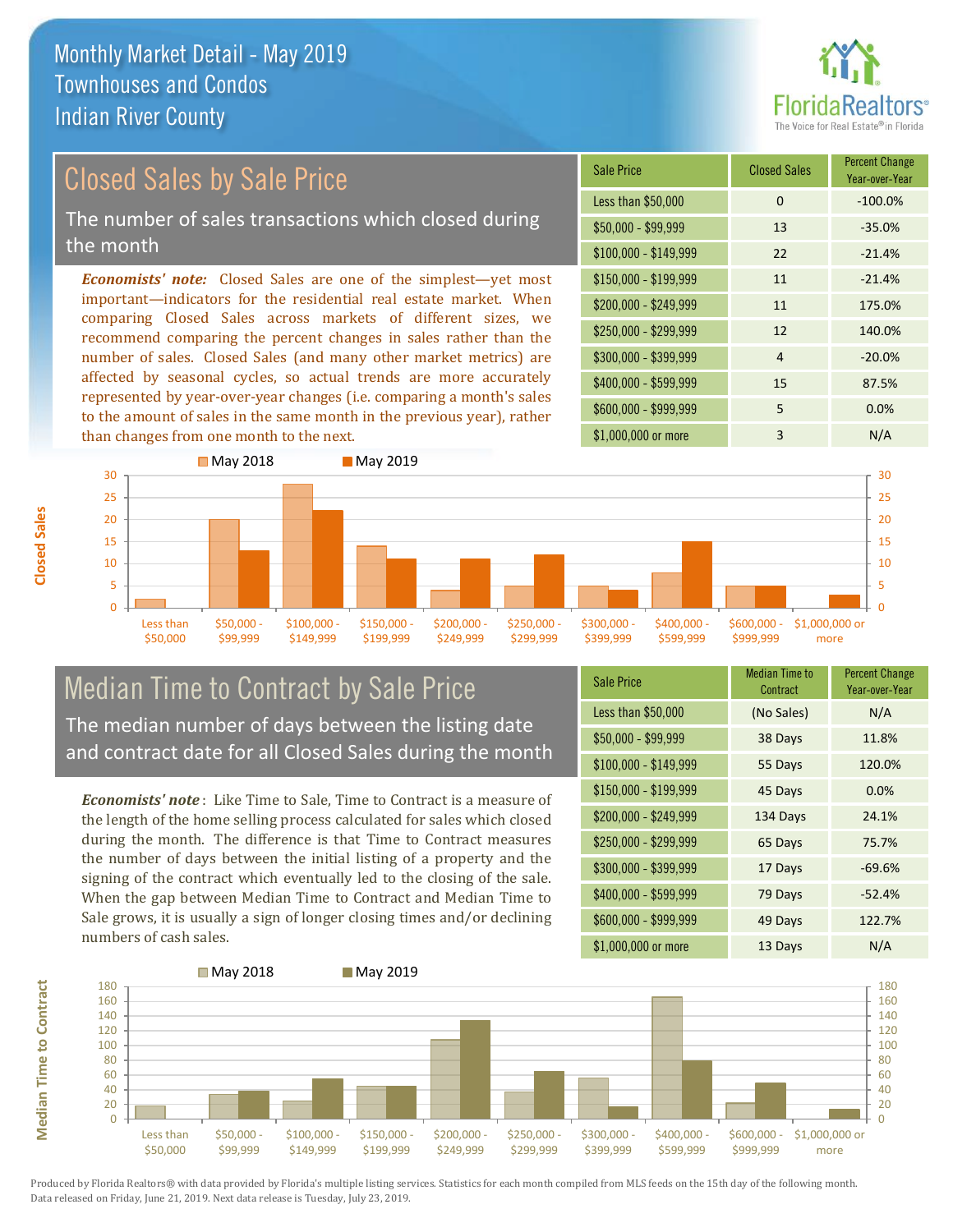# Monthly Market Detail - May 2019
## Townhouses and Condos
## Indian River County

## Closed Sales by Sale Price

The number of sales transactions which closed during the month

*Economists' note:* Closed Sales are one of the simplest—yet most important—indicators for the residential real estate market. When comparing Closed Sales across markets of different sizes, we recommend comparing the percent changes in sales rather than the number of sales. Closed Sales (and many other market metrics) are affected by seasonal cycles, so actual trends are more accurately represented by year-over-year changes (i.e. comparing a month's sales to the amount of sales in the same month in the previous year), rather than changes from one month to the next.

| Sale Price | Closed Sales | Percent Change Year-over-Year |
|---|---|---|
| Less than $50,000 | 0 | -100.0% |
| $50,000 - $99,999 | 13 | -35.0% |
| $100,000 - $149,999 | 22 | -21.4% |
| $150,000 - $199,999 | 11 | -21.4% |
| $200,000 - $249,999 | 11 | 175.0% |
| $250,000 - $299,999 | 12 | 140.0% |
| $300,000 - $399,999 | 4 | -20.0% |
| $400,000 - $599,999 | 15 | 87.5% |
| $600,000 - $999,999 | 5 | 0.0% |
| $1,000,000 or more | 3 | N/A |

## Median Time to Contract by Sale Price

The median number of days between the listing date and contract date for all Closed Sales during the month

*Economists' note*: Like Time to Sale, Time to Contract is a measure of the length of the home selling process calculated for sales which closed during the month. The difference is that Time to Contract measures the number of days between the initial listing of a property and the signing of the contract which eventually led to the closing of the sale. When the gap between Median Time to Contract and Median Time to Sale grows, it is usually a sign of longer closing times and/or declining numbers of cash sales.

| Sale Price | Median Time to Contract | Percent Change Year-over-Year |
|---|---|---|
| Less than $50,000 | (No Sales) | N/A |
| $50,000 - $99,999 | 38 Days | 11.8% |
| $100,000 - $149,999 | 55 Days | 120.0% |
| $150,000 - $199,999 | 45 Days | 0.0% |
| $200,000 - $249,999 | 134 Days | 24.1% |
| $250,000 - $299,999 | 65 Days | 75.7% |
| $300,000 - $399,999 | 17 Days | -69.6% |
| $400,000 - $599,999 | 79 Days | -52.4% |
| $600,000 - $999,999 | 49 Days | 122.7% |
| $1,000,000 or more | 13 Days | N/A |

Produced by Florida Realtors® with data provided by Florida's multiple listing services. Statistics for each month compiled from MLS feeds on the 15th day of the following month. Data released on Friday, June 21, 2019. Next data release is Tuesday, July 23, 2019.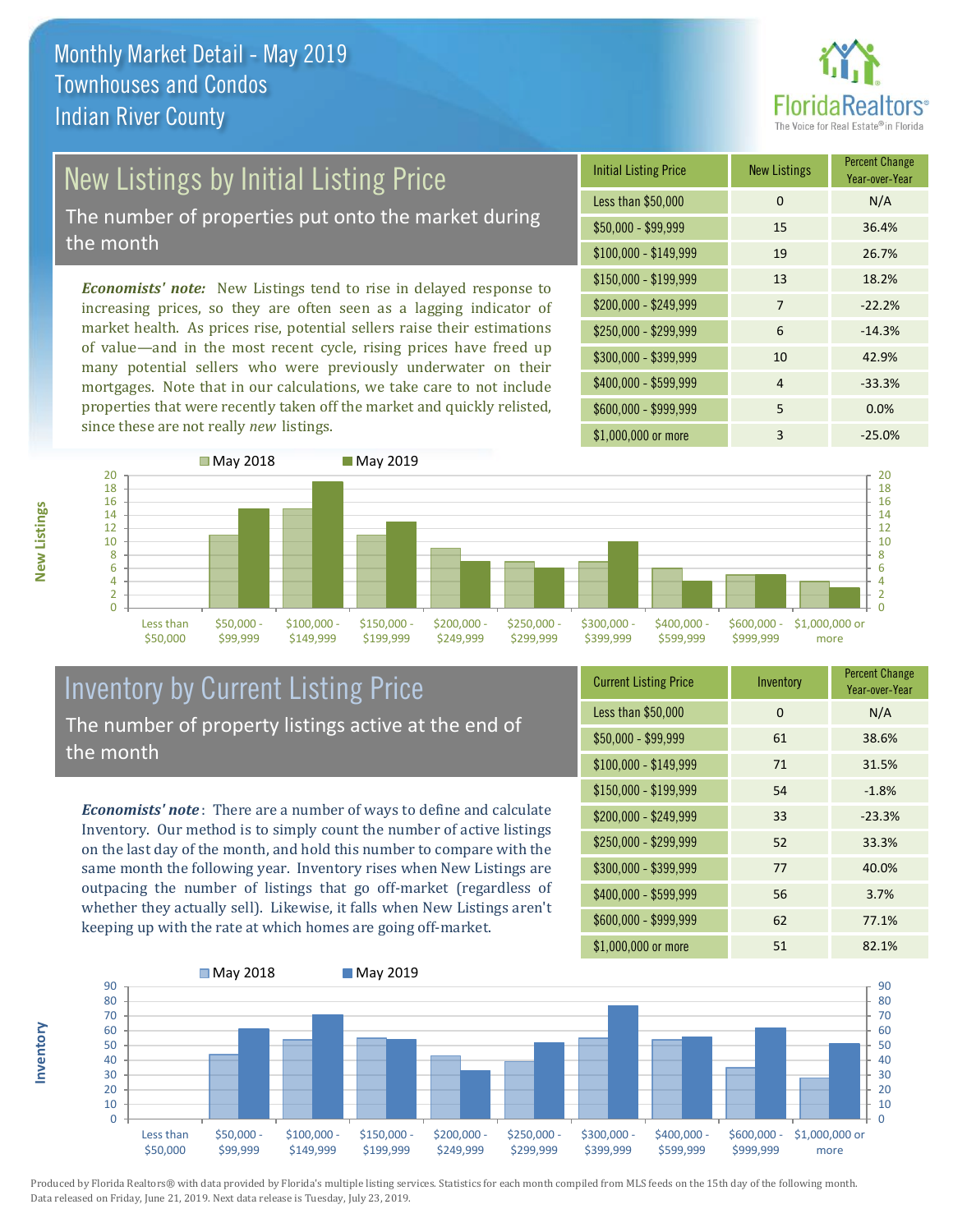# Monthly Market Detail - May 2019
## Townhouses and Condos
## Indian River County

## New Listings by Initial Listing Price

The number of properties put onto the market during the month

***Economists' note:*** New Listings tend to rise in delayed response to increasing prices, so they are often seen as a lagging indicator of market health. As prices rise, potential sellers raise their estimations of value—and in the most recent cycle, rising prices have freed up many potential sellers who were previously underwater on their mortgages. Note that in our calculations, we take care to not include properties that were recently taken off the market and quickly relisted, since these are not really *new* listings.

| Initial Listing Price | New Listings | Percent Change Year-over-Year |
|---|---|---|
| Less than $50,000 | 0 | N/A |
| $50,000 - $99,999 | 15 | 36.4% |
| $100,000 - $149,999 | 19 | 26.7% |
| $150,000 - $199,999 | 13 | 18.2% |
| $200,000 - $249,999 | 7 | -22.2% |
| $250,000 - $299,999 | 6 | -14.3% |
| $300,000 - $399,999 | 10 | 42.9% |
| $400,000 - $599,999 | 4 | -33.3% |
| $600,000 - $999,999 | 5 | 0.0% |
| $1,000,000 or more | 3 | -25.0% |

## Inventory by Current Listing Price

The number of property listings active at the end of the month

***Economists' note***: There are a number of ways to define and calculate Inventory. Our method is to simply count the number of active listings on the last day of the month, and hold this number to compare with the same month the following year. Inventory rises when New Listings are outpacing the number of listings that go off-market (regardless of whether they actually sell). Likewise, it falls when New Listings aren't keeping up with the rate at which homes are going off-market.

| Current Listing Price | Inventory | Percent Change Year-over-Year |
|---|---|---|
| Less than $50,000 | 0 | N/A |
| $50,000 - $99,999 | 61 | 38.6% |
| $100,000 - $149,999 | 71 | 31.5% |
| $150,000 - $199,999 | 54 | -1.8% |
| $200,000 - $249,999 | 33 | -23.3% |
| $250,000 - $299,999 | 52 | 33.3% |
| $300,000 - $399,999 | 77 | 40.0% |
| $400,000 - $599,999 | 56 | 3.7% |
| $600,000 - $999,999 | 62 | 77.1% |
| $1,000,000 or more | 51 | 82.1% |

Produced by Florida Realtors® with data provided by Florida's multiple listing services. Statistics for each month compiled from MLS feeds on the 15th day of the following month. Data released on Friday, June 21, 2019. Next data release is Tuesday, July 23, 2019.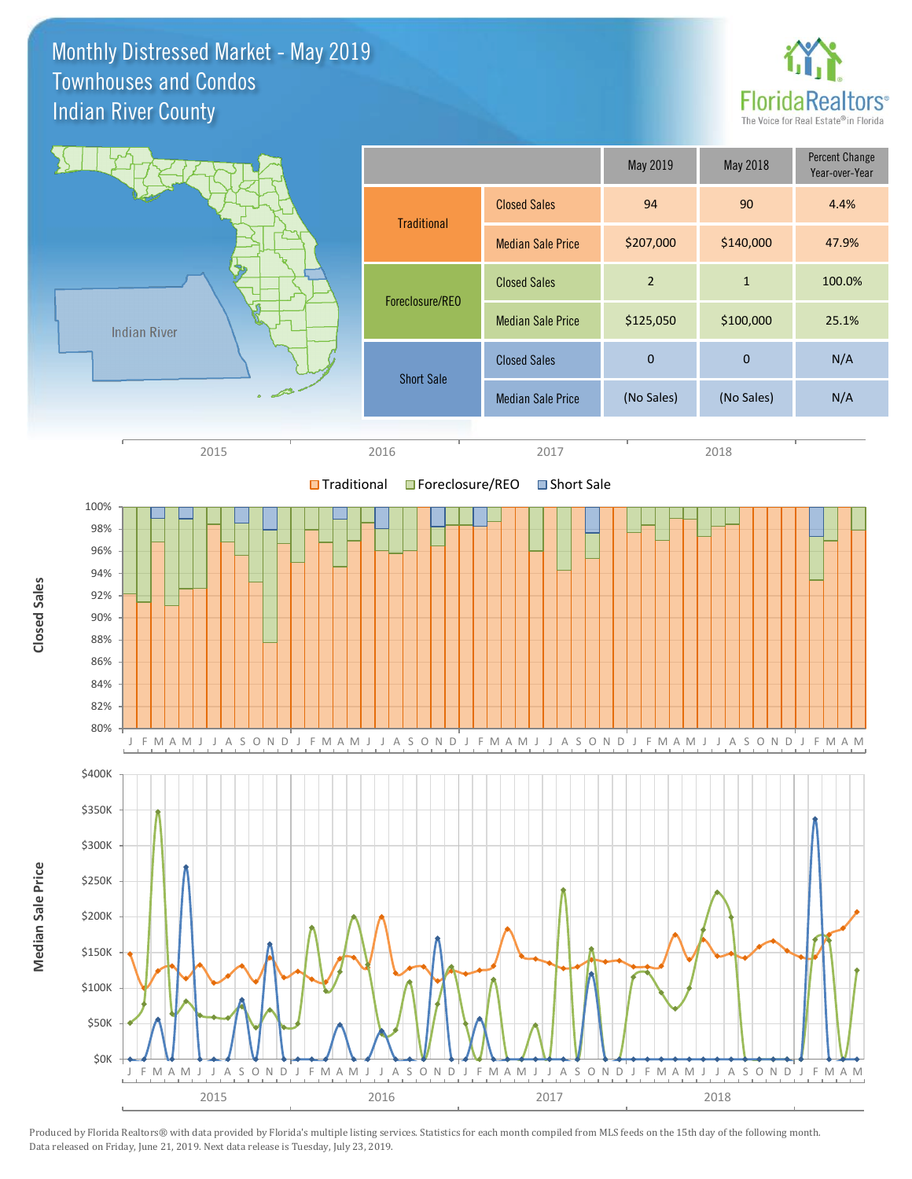# Monthly Distressed Market - May 2019
## Townhouses and Condos
## Indian River County

FloridaRealtors®
The Voice for Real Estate® in Florida

Indian River

| | | May 2019 | May 2018 | Percent Change Year-over-Year |
|---|---|---|---|---|
| Traditional | Closed Sales | 94 | 90 | 4.4% |
| | Median Sale Price | $207,000 | $140,000 | 47.9% |
| Foreclosure/REO | Closed Sales | 2 | 1 | 100.0% |
| | Median Sale Price | $125,050 | $100,000 | 25.1% |
| Short Sale | Closed Sales | 0 | 0 | N/A |
| | Median Sale Price | (No Sales) | (No Sales) | N/A |

2015 2016 2017 2018

Traditional Foreclosure/REO Short Sale

Closed Sales

100% 98% 96% 94% 92% 90% 88% 86% 84% 82% 80%

J F M A M J J A S O N D J F M A M J J A S O N D J F M A M J J A S O N D J F M A M J J A S O N D J F M A M

Median Sale Price

$400K $350K $300K $250K $200K $150K $100K $50K $0K

J F M A M J J A S O N D J F M A M J J A S O N D J F M A M J J A S O N D J F M A M J J A S O N D J F M A M

2015 2016 2017 2018

Produced by Florida Realtors® with data provided by Florida's multiple listing services. Statistics for each month compiled from MLS feeds on the 15th day of the following month. Data released on Friday, June 21, 2019. Next data release is Tuesday, July 23, 2019.